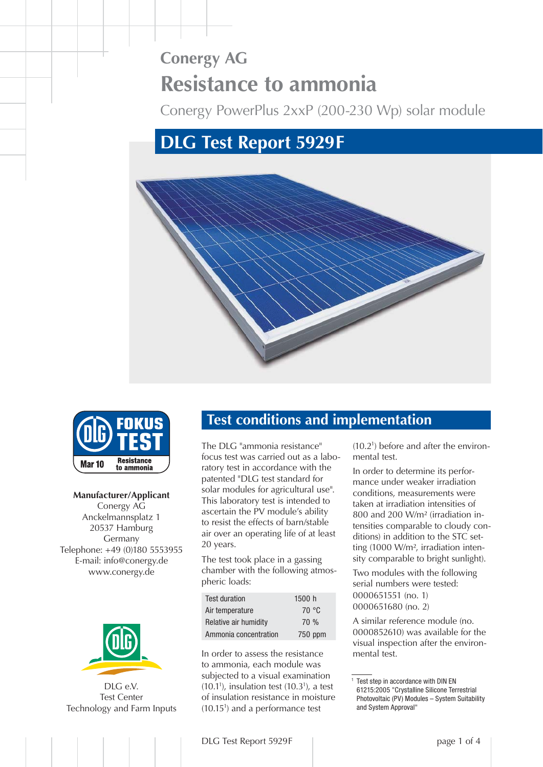Conergy AG

# Resistance to ammonia

Conergy PowerPlus 2xxP (200-230 Wp) solar module

## DLG Test Report 5929F

DLG FOKUS TEST
Mar 10 Resistance to ammonia

**Manufacturer/Applicant**
Conergy AG
Anckelmannsplatz 1
20537 Hamburg
Germany
Telephone: +49 (0)180 5553955
E-mail: info@conergy.de
www.conergy.de

DLG e.V.
Test Center
Technology and Farm Inputs

## Test conditions and implementation

The DLG "ammonia resistance" focus test was carried out as a laboratory test in accordance with the patented "DLG test standard for solar modules for agricultural use". This laboratory test is intended to ascertain the PV module's ability to resist the effects of barn/stable air over an operating life of at least 20 years.

The test took place in a gassing chamber with the following atmospheric loads:

| | |
|---|---|
| Test duration | 1500 h |
| Air temperature | 70 °C |
| Relative air humidity | 70 % |
| Ammonia concentration | 750 ppm |

In order to assess the resistance to ammonia, each module was subjected to a visual examination (10.1[1]), insulation test (10.3[1]), a test of insulation resistance in moisture (10.15[1]) and a performance test (10.2[1]) before and after the environmental test.

In order to determine its performance under weaker irradiation conditions, measurements were taken at irradiation intensities of 800 and 200 W/m² (irradiation intensities comparable to cloudy conditions) in addition to the STC setting (1000 W/m², irradiation intensity comparable to bright sunlight).

Two modules with the following serial numbers were tested:
0000651551 (no. 1)
0000651680 (no. 2)

A similar reference module (no. 0000852610) was available for the visual inspection after the environmental test.

[1] Test step in accordance with DIN EN 61215:2005 "Crystalline Silicone Terrestrial Photovoltaic (PV) Modules – System Suitability and System Approval"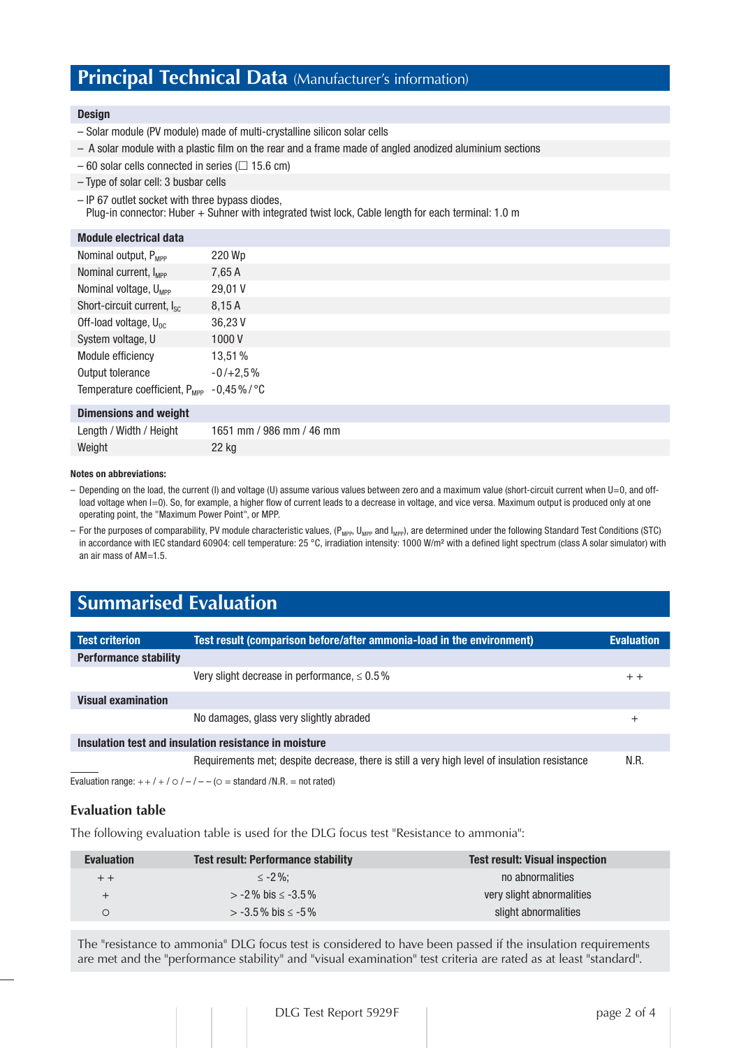## Principal Technical Data (Manufacturer's information)

**Design**

- Solar module (PV module) made of multi-crystalline silicon solar cells
- A solar module with a plastic film on the rear and a frame made of angled anodized aluminium sections
- 60 solar cells connected in series (☐ 15.6 cm)
- Type of solar cell: 3 busbar cells
- IP 67 outlet socket with three bypass diodes,
  Plug-in connector: Huber + Suhner with integrated twist lock, Cable length for each terminal: 1.0 m

| Module electrical data | |
|---|---|
| Nominal output, $P_{MPP}$ | 220 Wp |
| Nominal current, $I_{MPP}$ | 7,65 A |
| Nominal voltage, $U_{MPP}$ | 29,01 V |
| Short-circuit current, $I_{SC}$ | 8,15 A |
| Off-load voltage, $U_{OC}$ | 36,23 V |
| System voltage, U | 1000 V |
| Module efficiency | 13,51 % |
| Output tolerance | -0/+2,5 % |
| Temperature coefficient, $P_{MPP}$ | -0,45 % / °C |

| Dimensions and weight | |
|---|---|
| Length / Width / Height | 1651 mm / 986 mm / 46 mm |
| Weight | 22 kg |

**Notes on abbreviations:**

- Depending on the load, the current (I) and voltage (U) assume various values between zero and a maximum value (short-circuit current when U=0, and off-load voltage when I=0). So, for example, a higher flow of current leads to a decrease in voltage, and vice versa. Maximum output is produced only at one operating point, the "Maximum Power Point", or MPP.
- For the purposes of comparability, PV module characteristic values, ($P_{MPP}$, $U_{MPP}$ and $I_{MPP}$), are determined under the following Standard Test Conditions (STC) in accordance with IEC standard 60904: cell temperature: 25 °C, irradiation intensity: 1000 W/m² with a defined light spectrum (class A solar simulator) with an air mass of AM=1.5.

## Summarised Evaluation

| Test criterion | Test result (comparison before/after ammonia-load in the environment) | Evaluation |
|---|---|---|
| **Performance stability** | | |
| | Very slight decrease in performance, ≤ 0.5 % | + + |
| **Visual examination** | | |
| | No damages, glass very slightly abraded | + |
| **Insulation test and insulation resistance in moisture** | | |
| | Requirements met; despite decrease, there is still a very high level of insulation resistance | N.R. |

Evaluation range: + + / + / ○ / – / – – (○ = standard /N.R. = not rated)

### Evaluation table

The following evaluation table is used for the DLG focus test "Resistance to ammonia":

| Evaluation | Test result: Performance stability | Test result: Visual inspection |
|---|---|---|
| + + | ≤ -2 %; | no abnormalities |
| + | > -2 % bis ≤ -3.5 % | very slight abnormalities |
| ○ | > -3.5 % bis ≤ -5 % | slight abnormalities |

The "resistance to ammonia" DLG focus test is considered to have been passed if the insulation requirements are met and the "performance stability" and "visual examination" test criteria are rated as at least "standard".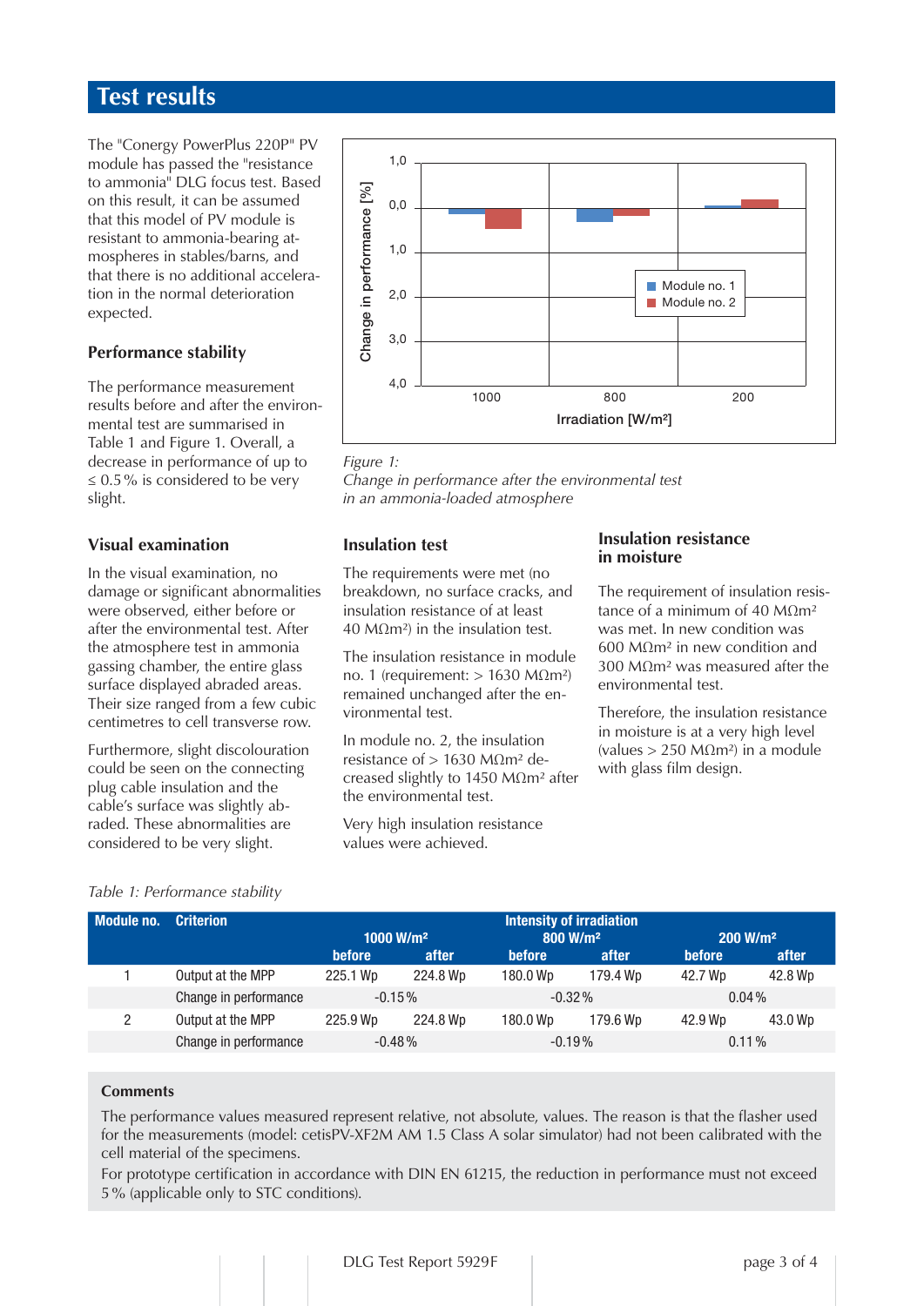## Test results

The "Conergy PowerPlus 220P" PV module has passed the "resistance to ammonia" DLG focus test. Based on this result, it can be assumed that this model of PV module is resistant to ammonia-bearing atmospheres in stables/barns, and that there is no additional acceleration in the normal deterioration expected.

### Performance stability

The performance measurement results before and after the environmental test are summarised in Table 1 and Figure 1. Overall, a decrease in performance of up to ≤ 0.5 % is considered to be very slight.

*Figure 1:*
*Change in performance after the environmental test in an ammonia-loaded atmosphere*

### Visual examination

In the visual examination, no damage or significant abnormalities were observed, either before or after the environmental test. After the atmosphere test in ammonia gassing chamber, the entire glass surface displayed abraded areas. Their size ranged from a few cubic centimetres to cell transverse row.

Furthermore, slight discolouration could be seen on the connecting plug cable insulation and the cable's surface was slightly abraded. These abnormalities are considered to be very slight.

### Insulation test

The requirements were met (no breakdown, no surface cracks, and insulation resistance of at least 40 MΩm²) in the insulation test.

The insulation resistance in module no. 1 (requirement: > 1630 MΩm²) remained unchanged after the environmental test.

In module no. 2, the insulation resistance of > 1630 MΩm² decreased slightly to 1450 MΩm² after the environmental test.

Very high insulation resistance values were achieved.

### Insulation resistance in moisture

The requirement of insulation resistance of a minimum of 40 MΩm² was met. In new condition was 600 MΩm² in new condition and 300 MΩm² was measured after the environmental test.

Therefore, the insulation resistance in moisture is at a very high level (values > 250 MΩm²) in a module with glass film design.

*Table 1: Performance stability*

| Module no. | Criterion | Intensity of irradiation 1000 W/m² | | 800 W/m² | | 200 W/m² | |
|---|---|---|---|---|---|---|---|
| | | before | after | before | after | before | after |
| 1 | Output at the MPP | 225.1 Wp | 224.8 Wp | 180.0 Wp | 179.4 Wp | 42.7 Wp | 42.8 Wp |
| | Change in performance | -0.15 % | | -0.32 % | | 0.04 % | |
| 2 | Output at the MPP | 225.9 Wp | 224.8 Wp | 180.0 Wp | 179.6 Wp | 42.9 Wp | 43.0 Wp |
| | Change in performance | -0.48 % | | -0.19 % | | 0.11 % | |

**Comments**

The performance values measured represent relative, not absolute, values. The reason is that the flasher used for the measurements (model: cetisPV-XF2M AM 1.5 Class A solar simulator) had not been calibrated with the cell material of the specimens.

For prototype certification in accordance with DIN EN 61215, the reduction in performance must not exceed 5 % (applicable only to STC conditions).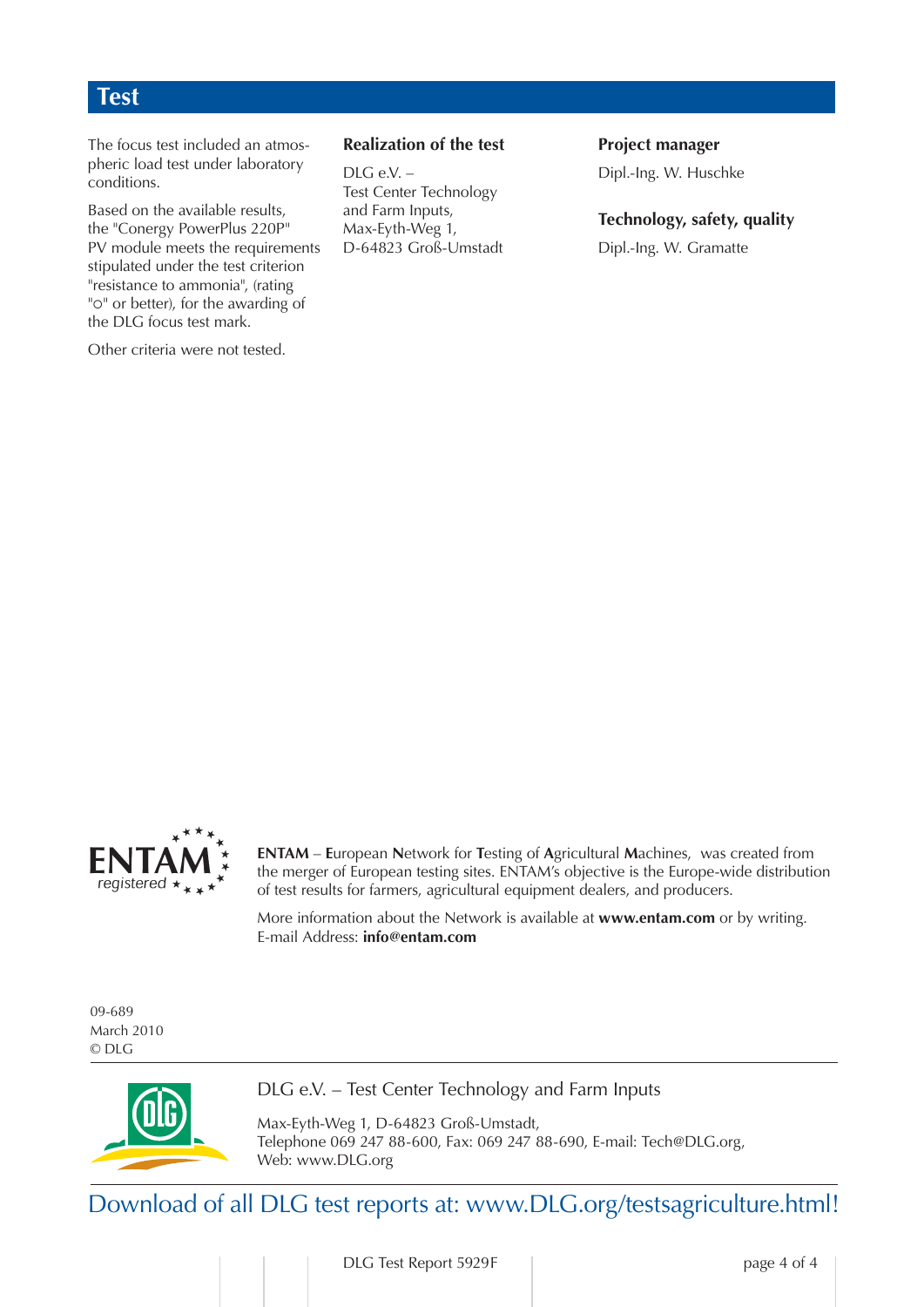## Test

The focus test included an atmospheric load test under laboratory conditions.

Based on the available results, the "Conergy PowerPlus 220P" PV module meets the requirements stipulated under the test criterion "resistance to ammonia", (rating "○" or better), for the awarding of the DLG focus test mark.

Other criteria were not tested.

**Realization of the test**

DLG e.V. –
Test Center Technology and Farm Inputs,
Max-Eyth-Weg 1,
D-64823 Groß-Umstadt

**Project manager**

Dipl.-Ing. W. Huschke

**Technology, safety, quality**

Dipl.-Ing. W. Gramatte

ENTAM registered

**ENTAM** – **E**uropean **N**etwork for **T**esting of **A**gricultural **M**achines, was created from the merger of European testing sites. ENTAM's objective is the Europe-wide distribution of test results for farmers, agricultural equipment dealers, and producers.

More information about the Network is available at **www.entam.com** or by writing.
E-mail Address: **info@entam.com**

09-689
March 2010
© DLG

DLG e.V. – Test Center Technology and Farm Inputs

Max-Eyth-Weg 1, D-64823 Groß-Umstadt,
Telephone 069 247 88-600, Fax: 069 247 88-690, E-mail: Tech@DLG.org,
Web: www.DLG.org

Download of all DLG test reports at: www.DLG.org/testsagriculture.html!

DLG Test Report 5929F